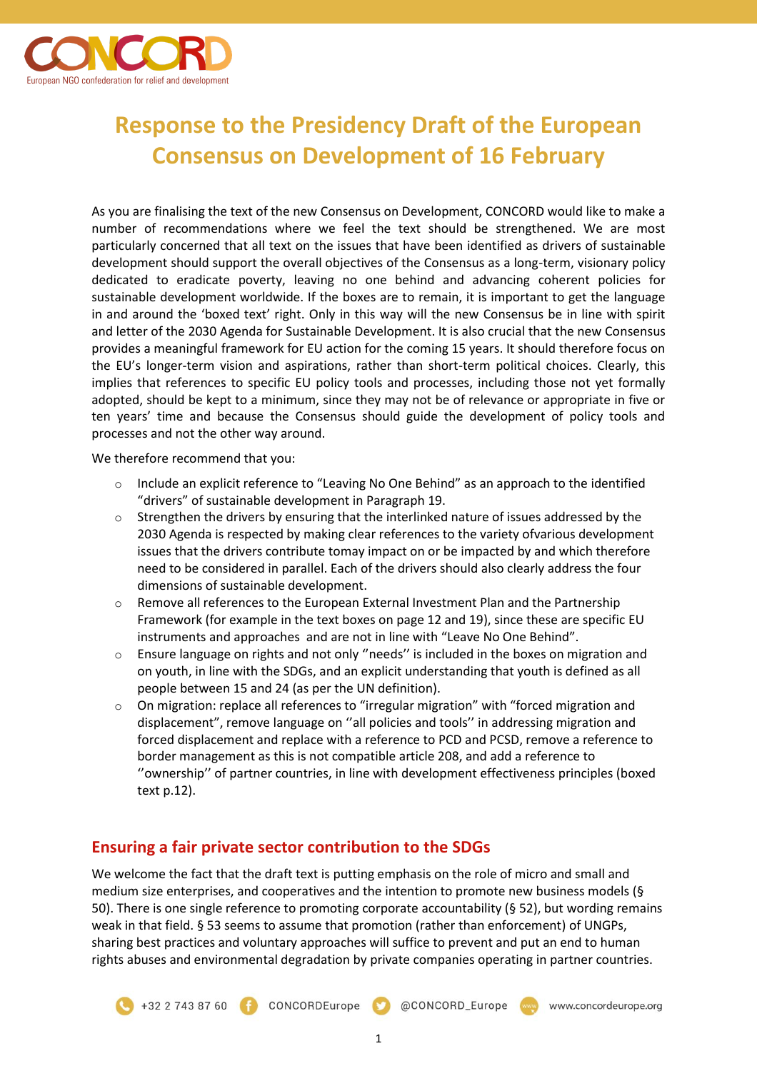# Response to the Presidency Draft of the European Consensus on Development of 16 February

As you are finalising the text of the new Consensus on Development, CONCORD would like to make a number of recommendations where we feel the text should be strengthened. We are most particularly concerned that all text on the issues that have been identified as drivers of sustainable development should support the overall objectives of the Consensus as a long-term, visionary policy dedicated to eradicate poverty, leaving no one behind and advancing coherent policies for sustainable development worldwide. If the boxes are to remain, it is important to get the language in and around the 'boxed text' right. Only in this way will the new Consensus be in line with spirit and letter of the 2030 Agenda for Sustainable Development. It is also crucial that the new Consensus provides a meaningful framework for EU action for the coming 15 years. It should therefore focus on the EU's longer-term vision and aspirations, rather than short-term political choices. Clearly, this implies that references to specific EU policy tools and processes, including those not yet formally adopted, should be kept to a minimum, since they may not be of relevance or appropriate in five or ten years' time and because the Consensus should guide the development of policy tools and processes and not the other way around.

We therefore recommend that you:

- Include an explicit reference to "Leaving No One Behind" as an approach to the identified "drivers" of sustainable development in Paragraph 19.
- Strengthen the drivers by ensuring that the interlinked nature of issues addressed by the 2030 Agenda is respected by making clear references to the variety ofvarious development issues that the drivers contribute tomay impact on or be impacted by and which therefore need to be considered in parallel. Each of the drivers should also clearly address the four dimensions of sustainable development.
- Remove all references to the European External Investment Plan and the Partnership Framework (for example in the text boxes on page 12 and 19), since these are specific EU instruments and approaches and are not in line with "Leave No One Behind".
- Ensure language on rights and not only ''needs'' is included in the boxes on migration and on youth, in line with the SDGs, and an explicit understanding that youth is defined as all people between 15 and 24 (as per the UN definition).
- On migration: replace all references to "irregular migration" with "forced migration and displacement", remove language on ''all policies and tools'' in addressing migration and forced displacement and replace with a reference to PCD and PCSD, remove a reference to border management as this is not compatible article 208, and add a reference to ''ownership'' of partner countries, in line with development effectiveness principles (boxed text p.12).

## Ensuring a fair private sector contribution to the SDGs

We welcome the fact that the draft text is putting emphasis on the role of micro and small and medium size enterprises, and cooperatives and the intention to promote new business models (§ 50). There is one single reference to promoting corporate accountability (§ 52), but wording remains weak in that field. § 53 seems to assume that promotion (rather than enforcement) of UNGPs, sharing best practices and voluntary approaches will suffice to prevent and put an end to human rights abuses and environmental degradation by private companies operating in partner countries.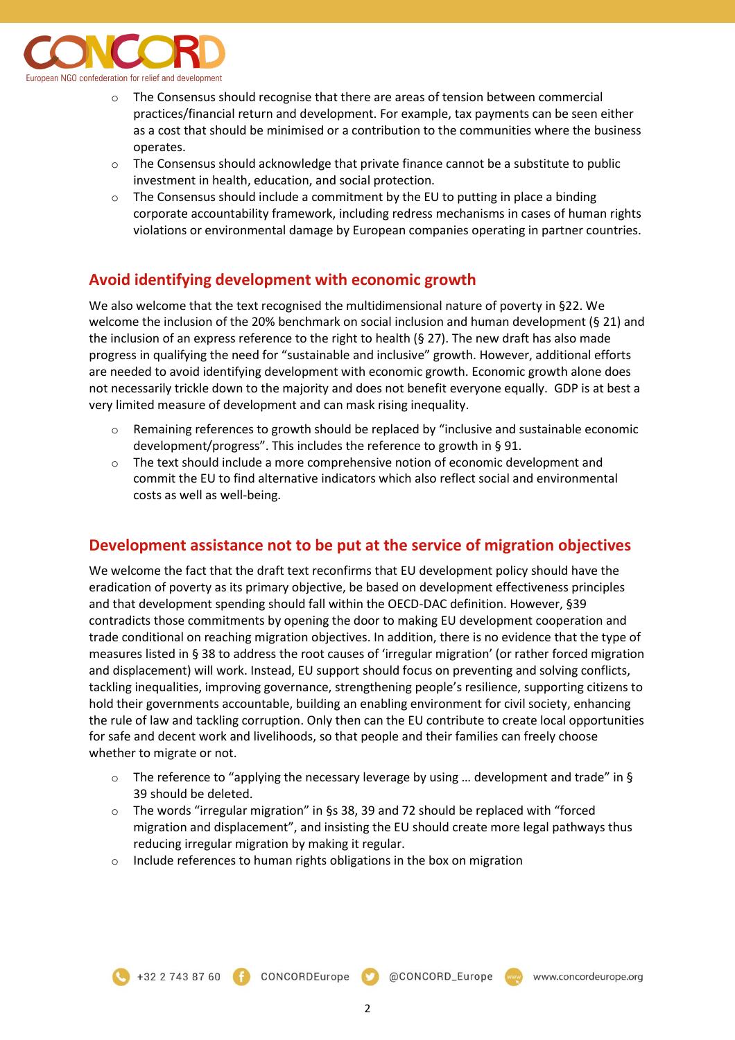- The Consensus should recognise that there are areas of tension between commercial practices/financial return and development. For example, tax payments can be seen either as a cost that should be minimised or a contribution to the communities where the business operates.
- The Consensus should acknowledge that private finance cannot be a substitute to public investment in health, education, and social protection.
- The Consensus should include a commitment by the EU to putting in place a binding corporate accountability framework, including redress mechanisms in cases of human rights violations or environmental damage by European companies operating in partner countries.

## Avoid identifying development with economic growth

We also welcome that the text recognised the multidimensional nature of poverty in §22. We welcome the inclusion of the 20% benchmark on social inclusion and human development (§ 21) and the inclusion of an express reference to the right to health (§ 27). The new draft has also made progress in qualifying the need for "sustainable and inclusive" growth. However, additional efforts are needed to avoid identifying development with economic growth. Economic growth alone does not necessarily trickle down to the majority and does not benefit everyone equally. GDP is at best a very limited measure of development and can mask rising inequality.

- Remaining references to growth should be replaced by "inclusive and sustainable economic development/progress". This includes the reference to growth in § 91.
- The text should include a more comprehensive notion of economic development and commit the EU to find alternative indicators which also reflect social and environmental costs as well as well-being.

## Development assistance not to be put at the service of migration objectives

We welcome the fact that the draft text reconfirms that EU development policy should have the eradication of poverty as its primary objective, be based on development effectiveness principles and that development spending should fall within the OECD-DAC definition. However, §39 contradicts those commitments by opening the door to making EU development cooperation and trade conditional on reaching migration objectives. In addition, there is no evidence that the type of measures listed in § 38 to address the root causes of 'irregular migration' (or rather forced migration and displacement) will work. Instead, EU support should focus on preventing and solving conflicts, tackling inequalities, improving governance, strengthening people's resilience, supporting citizens to hold their governments accountable, building an enabling environment for civil society, enhancing the rule of law and tackling corruption. Only then can the EU contribute to create local opportunities for safe and decent work and livelihoods, so that people and their families can freely choose whether to migrate or not.

- The reference to "applying the necessary leverage by using … development and trade" in § 39 should be deleted.
- The words "irregular migration" in §s 38, 39 and 72 should be replaced with "forced migration and displacement", and insisting the EU should create more legal pathways thus reducing irregular migration by making it regular.
- Include references to human rights obligations in the box on migration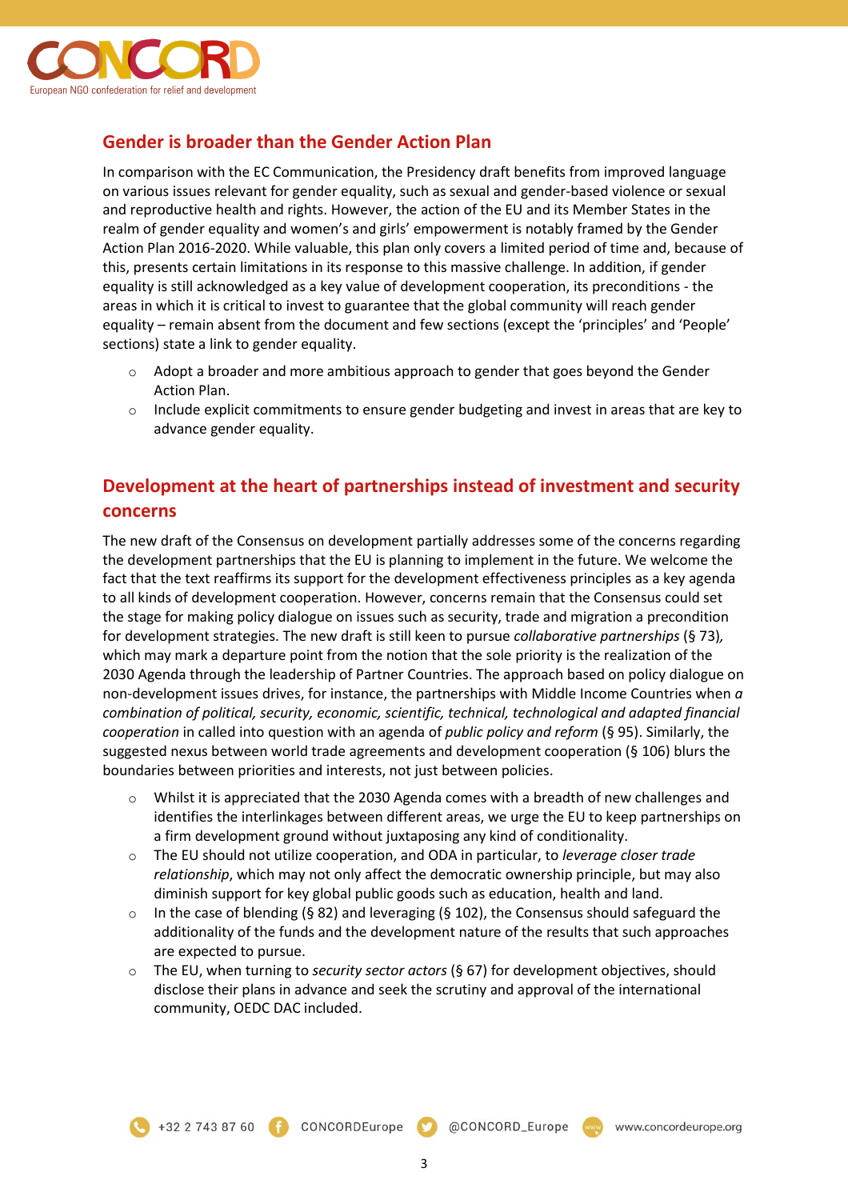## Gender is broader than the Gender Action Plan

In comparison with the EC Communication, the Presidency draft benefits from improved language on various issues relevant for gender equality, such as sexual and gender-based violence or sexual and reproductive health and rights. However, the action of the EU and its Member States in the realm of gender equality and women's and girls' empowerment is notably framed by the Gender Action Plan 2016-2020. While valuable, this plan only covers a limited period of time and, because of this, presents certain limitations in its response to this massive challenge. In addition, if gender equality is still acknowledged as a key value of development cooperation, its preconditions - the areas in which it is critical to invest to guarantee that the global community will reach gender equality – remain absent from the document and few sections (except the 'principles' and 'People' sections) state a link to gender equality.

- Adopt a broader and more ambitious approach to gender that goes beyond the Gender Action Plan.
- Include explicit commitments to ensure gender budgeting and invest in areas that are key to advance gender equality.

## Development at the heart of partnerships instead of investment and security concerns

The new draft of the Consensus on development partially addresses some of the concerns regarding the development partnerships that the EU is planning to implement in the future. We welcome the fact that the text reaffirms its support for the development effectiveness principles as a key agenda to all kinds of development cooperation. However, concerns remain that the Consensus could set the stage for making policy dialogue on issues such as security, trade and migration a precondition for development strategies. The new draft is still keen to pursue *collaborative partnerships* (§ 73)*,* which may mark a departure point from the notion that the sole priority is the realization of the 2030 Agenda through the leadership of Partner Countries. The approach based on policy dialogue on non-development issues drives, for instance, the partnerships with Middle Income Countries when *a combination of political, security, economic, scientific, technical, technological and adapted financial cooperation* in called into question with an agenda of *public policy and reform* (§ 95). Similarly, the suggested nexus between world trade agreements and development cooperation (§ 106) blurs the boundaries between priorities and interests, not just between policies.

- Whilst it is appreciated that the 2030 Agenda comes with a breadth of new challenges and identifies the interlinkages between different areas, we urge the EU to keep partnerships on a firm development ground without juxtaposing any kind of conditionality.
- The EU should not utilize cooperation, and ODA in particular, to *leverage closer trade relationship*, which may not only affect the democratic ownership principle, but may also diminish support for key global public goods such as education, health and land.
- In the case of blending (§ 82) and leveraging (§ 102), the Consensus should safeguard the additionality of the funds and the development nature of the results that such approaches are expected to pursue.
- The EU, when turning to *security sector actors* (§ 67) for development objectives, should disclose their plans in advance and seek the scrutiny and approval of the international community, OEDC DAC included.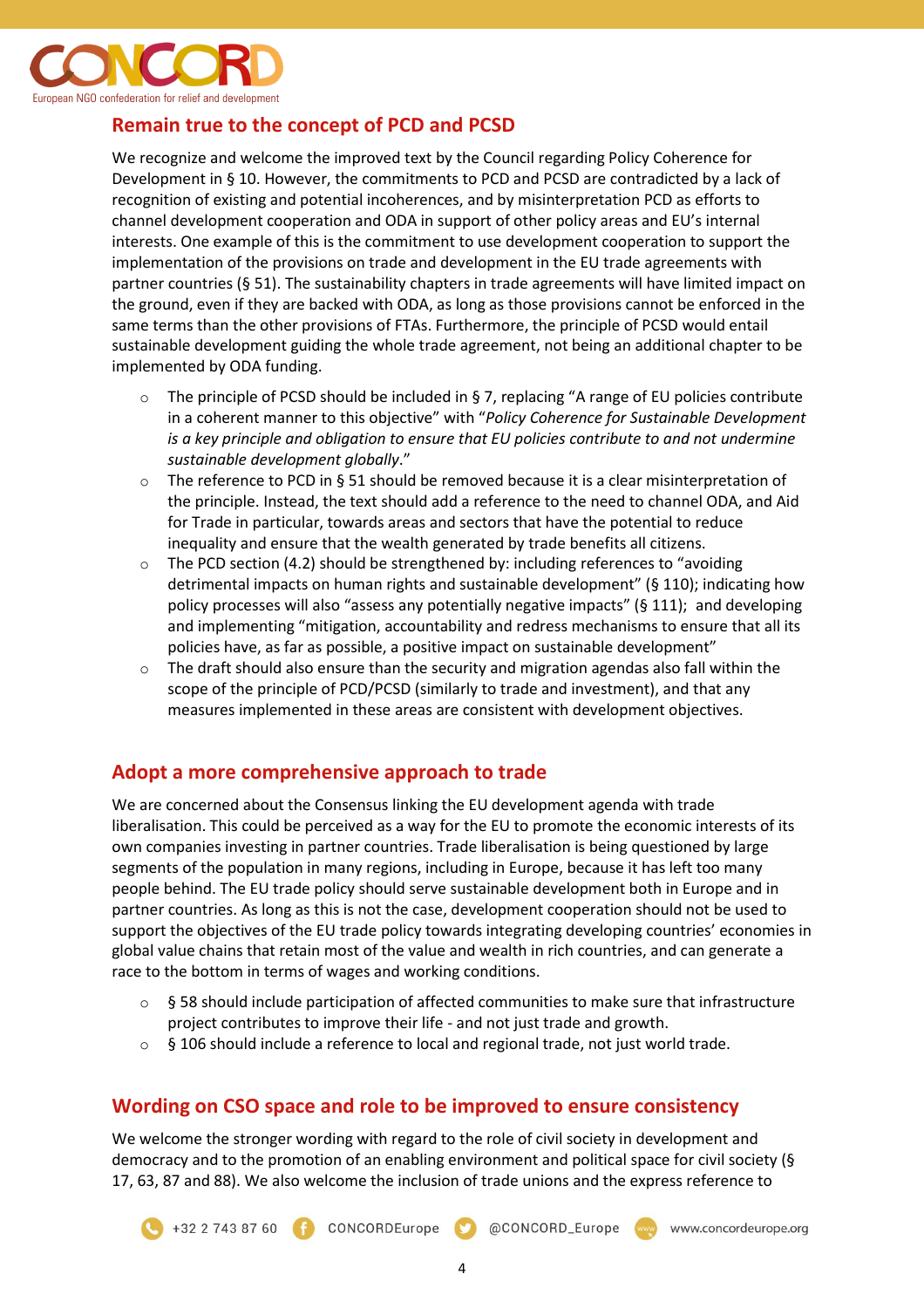## Remain true to the concept of PCD and PCSD

We recognize and welcome the improved text by the Council regarding Policy Coherence for Development in § 10. However, the commitments to PCD and PCSD are contradicted by a lack of recognition of existing and potential incoherences, and by misinterpretation PCD as efforts to channel development cooperation and ODA in support of other policy areas and EU's internal interests. One example of this is the commitment to use development cooperation to support the implementation of the provisions on trade and development in the EU trade agreements with partner countries (§ 51). The sustainability chapters in trade agreements will have limited impact on the ground, even if they are backed with ODA, as long as those provisions cannot be enforced in the same terms than the other provisions of FTAs. Furthermore, the principle of PCSD would entail sustainable development guiding the whole trade agreement, not being an additional chapter to be implemented by ODA funding.

- The principle of PCSD should be included in § 7, replacing "A range of EU policies contribute in a coherent manner to this objective" with "*Policy Coherence for Sustainable Development is a key principle and obligation to ensure that EU policies contribute to and not undermine sustainable development globally*."
- The reference to PCD in § 51 should be removed because it is a clear misinterpretation of the principle. Instead, the text should add a reference to the need to channel ODA, and Aid for Trade in particular, towards areas and sectors that have the potential to reduce inequality and ensure that the wealth generated by trade benefits all citizens.
- The PCD section (4.2) should be strengthened by: including references to "avoiding detrimental impacts on human rights and sustainable development" (§ 110); indicating how policy processes will also "assess any potentially negative impacts" (§ 111); and developing and implementing "mitigation, accountability and redress mechanisms to ensure that all its policies have, as far as possible, a positive impact on sustainable development"
- The draft should also ensure than the security and migration agendas also fall within the scope of the principle of PCD/PCSD (similarly to trade and investment), and that any measures implemented in these areas are consistent with development objectives.

## Adopt a more comprehensive approach to trade

We are concerned about the Consensus linking the EU development agenda with trade liberalisation. This could be perceived as a way for the EU to promote the economic interests of its own companies investing in partner countries. Trade liberalisation is being questioned by large segments of the population in many regions, including in Europe, because it has left too many people behind. The EU trade policy should serve sustainable development both in Europe and in partner countries. As long as this is not the case, development cooperation should not be used to support the objectives of the EU trade policy towards integrating developing countries' economies in global value chains that retain most of the value and wealth in rich countries, and can generate a race to the bottom in terms of wages and working conditions.

- § 58 should include participation of affected communities to make sure that infrastructure project contributes to improve their life - and not just trade and growth.
- § 106 should include a reference to local and regional trade, not just world trade.

## Wording on CSO space and role to be improved to ensure consistency

We welcome the stronger wording with regard to the role of civil society in development and democracy and to the promotion of an enabling environment and political space for civil society (§ 17, 63, 87 and 88). We also welcome the inclusion of trade unions and the express reference to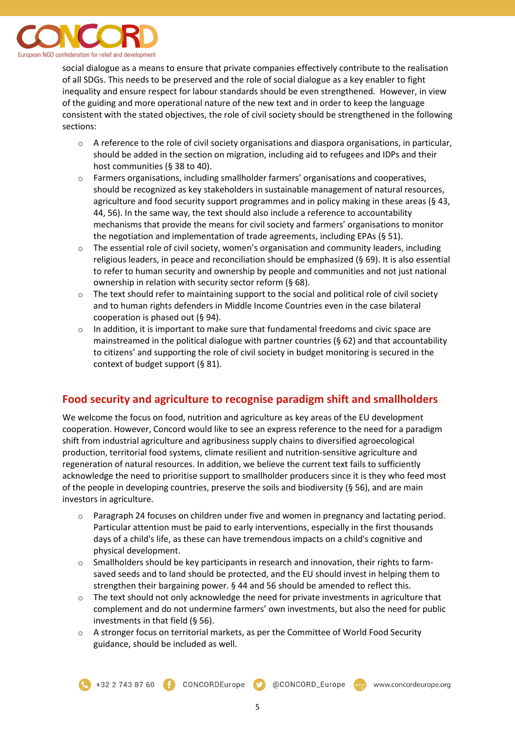social dialogue as a means to ensure that private companies effectively contribute to the realisation of all SDGs. This needs to be preserved and the role of social dialogue as a key enabler to fight inequality and ensure respect for labour standards should be even strengthened. However, in view of the guiding and more operational nature of the new text and in order to keep the language consistent with the stated objectives, the role of civil society should be strengthened in the following sections:

- A reference to the role of civil society organisations and diaspora organisations, in particular, should be added in the section on migration, including aid to refugees and IDPs and their host communities (§ 38 to 40).
- Farmers organisations, including smallholder farmers' organisations and cooperatives, should be recognized as key stakeholders in sustainable management of natural resources, agriculture and food security support programmes and in policy making in these areas (§ 43, 44, 56). In the same way, the text should also include a reference to accountability mechanisms that provide the means for civil society and farmers' organisations to monitor the negotiation and implementation of trade agreements, including EPAs (§ 51).
- The essential role of civil society, women's organisation and community leaders, including religious leaders, in peace and reconciliation should be emphasized (§ 69). It is also essential to refer to human security and ownership by people and communities and not just national ownership in relation with security sector reform (§ 68).
- The text should refer to maintaining support to the social and political role of civil society and to human rights defenders in Middle Income Countries even in the case bilateral cooperation is phased out (§ 94).
- In addition, it is important to make sure that fundamental freedoms and civic space are mainstreamed in the political dialogue with partner countries (§ 62) and that accountability to citizens' and supporting the role of civil society in budget monitoring is secured in the context of budget support (§ 81).

## Food security and agriculture to recognise paradigm shift and smallholders

We welcome the focus on food, nutrition and agriculture as key areas of the EU development cooperation. However, Concord would like to see an express reference to the need for a paradigm shift from industrial agriculture and agribusiness supply chains to diversified agroecological production, territorial food systems, climate resilient and nutrition-sensitive agriculture and regeneration of natural resources. In addition, we believe the current text fails to sufficiently acknowledge the need to prioritise support to smallholder producers since it is they who feed most of the people in developing countries, preserve the soils and biodiversity (§ 56), and are main investors in agriculture.

- Paragraph 24 focuses on children under five and women in pregnancy and lactating period. Particular attention must be paid to early interventions, especially in the first thousands days of a child's life, as these can have tremendous impacts on a child's cognitive and physical development.
- Smallholders should be key participants in research and innovation, their rights to farm-saved seeds and to land should be protected, and the EU should invest in helping them to strengthen their bargaining power. § 44 and 56 should be amended to reflect this.
- The text should not only acknowledge the need for private investments in agriculture that complement and do not undermine farmers' own investments, but also the need for public investments in that field (§ 56).
- A stronger focus on territorial markets, as per the Committee of World Food Security guidance, should be included as well.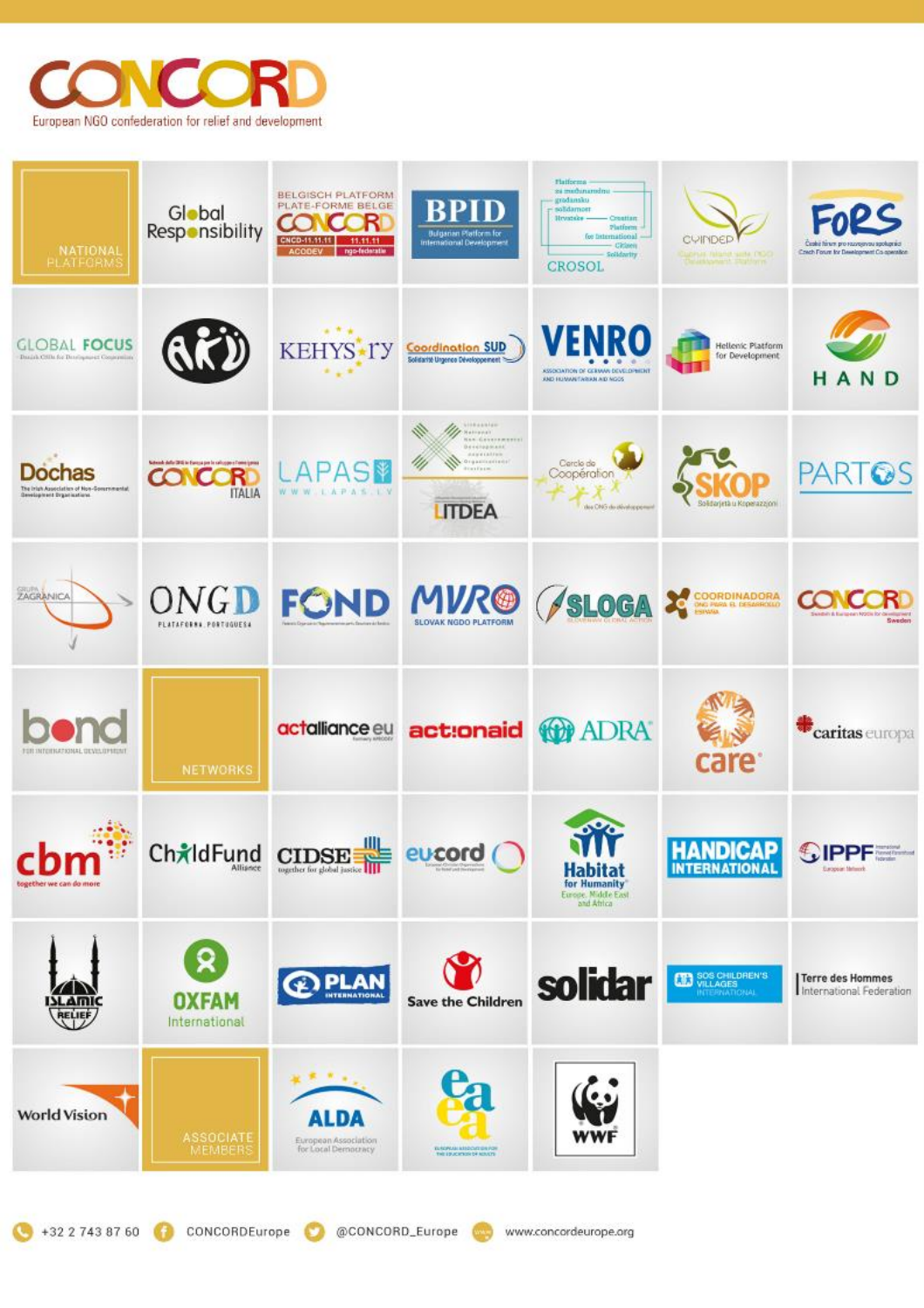# CONCORD

European NGO confederation for relief and development

## NATIONAL PLATFORMS

Global Responsibility

BELGISCH PLATFORM PLATE-FORME BELGE CONCORD — CNCD-11.11.11, 11.11.11, ACODEV, ngo-federatie

BPID — Bulgarian Platform for International Development

Platforma za međunarodnu građansku solidarnost Hrvatske — Croatian Platform for International Citizen Solidarity — CROSOL

CYINDEP — Cyprus Island-wide NGO Development Platform

FoRS — České fórum pro rozvojovou spolupráci — Czech Forum for Development Co-operation

GLOBAL FOCUS — Danish CSOs for Development Cooperation

AKÜ

KEHYS ry

Coordination SUD — Solidarité Urgence Développement

VENRO — Association of German Development and Humanitarian Aid NGOs

Hellenic Platform for Development

HAND

Dóchas — The Irish Association of Non-Governmental Development Organisations

CONCORD ITALIA

LAPAS — www.lapas.lv

Lithuanian National Non-Governmental Development Cooperation Organisations' Platform — LITDEA

Cercle de Coopération des ONG de développement

SKOP — Solidarjetà u Koperazzjoni

PARTOS

Grupa Zagranica

ONGD — Plataforma Portuguesa

FOND

MVRO — Slovak NGDO Platform

SLOGA — Slovenian Global Action

COORDINADORA — ONG para el Desarrollo España

CONCORD Sweden

bond — for international development

## NETWORKS

actalliance eu

actionaid

ADRA

care

caritas europa

cbm — together we can do more

ChildFund Alliance

CIDSE — together for global justice

eucord

Habitat for Humanity — Europe, Middle East and Africa

HANDICAP INTERNATIONAL

IPPF — International Planned Parenthood Federation — European Network

Islamic Relief

OXFAM International

PLAN INTERNATIONAL

Save the Children

solidar

SOS CHILDREN'S VILLAGES INTERNATIONAL

Terre des Hommes International Federation

World Vision

## ASSOCIATE MEMBERS

ALDA — European Association for Local Democracy

eaea — European Association for the Education of Adults

WWF

+32 2 743 87 60 | CONCORDEurope | @CONCORD_Europe | www.concordeurope.org